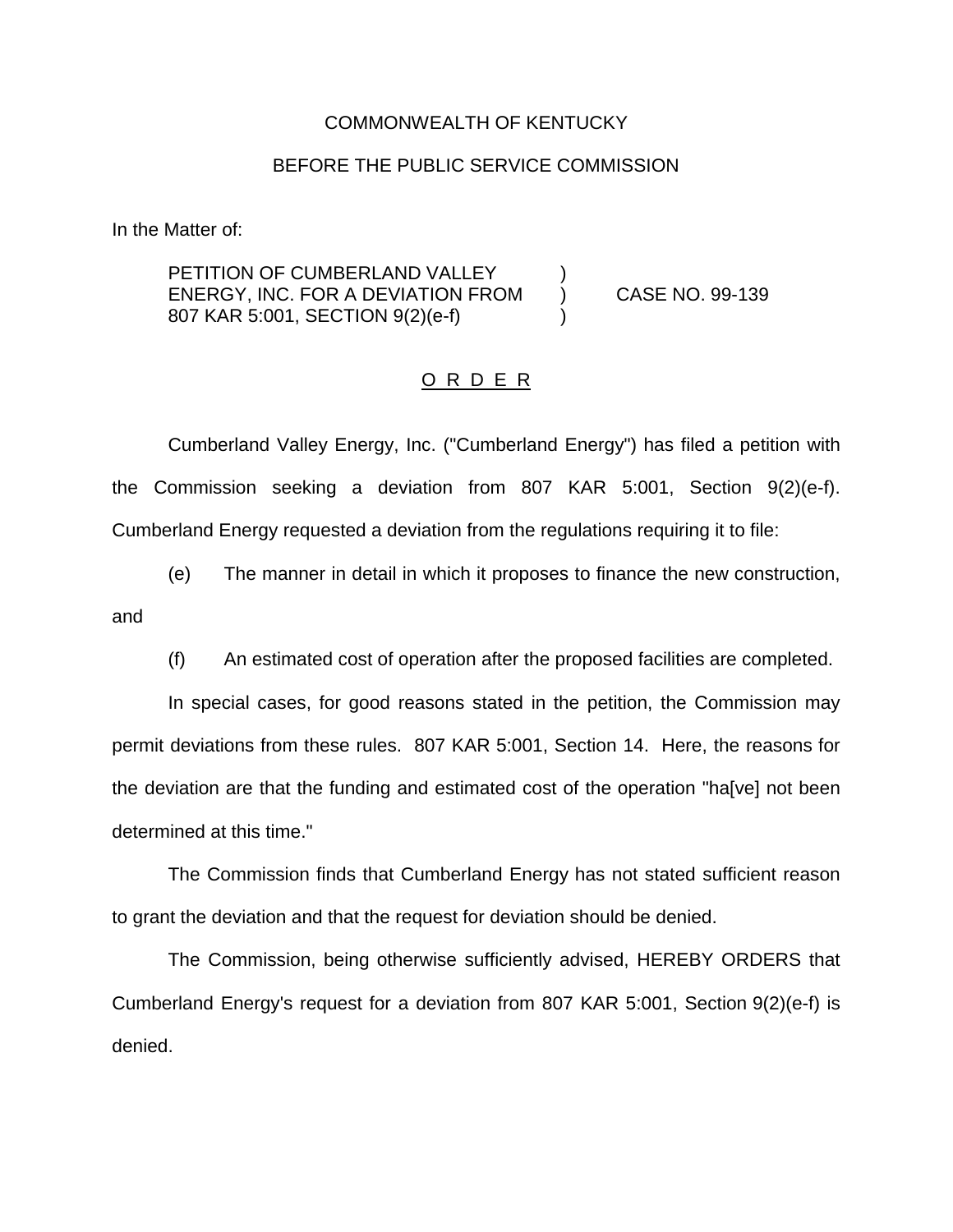COMMONWEALTH OF KENTUCKY

BEFORE THE PUBLIC SERVICE COMMISSION

In the Matter of:

| | | |
|---|---|---|
| PETITION OF CUMBERLAND VALLEY ENERGY, INC. FOR A DEVIATION FROM 807 KAR 5:001, SECTION 9(2)(e-f) | ) | CASE NO. 99-139 |

<u>O R D E R</u>

Cumberland Valley Energy, Inc. ("Cumberland Energy") has filed a petition with the Commission seeking a deviation from 807 KAR 5:001, Section 9(2)(e-f). Cumberland Energy requested a deviation from the regulations requiring it to file:

(e) The manner in detail in which it proposes to finance the new construction, and

(f) An estimated cost of operation after the proposed facilities are completed.

In special cases, for good reasons stated in the petition, the Commission may permit deviations from these rules. 807 KAR 5:001, Section 14. Here, the reasons for the deviation are that the funding and estimated cost of the operation "ha[ve] not been determined at this time."

The Commission finds that Cumberland Energy has not stated sufficient reason to grant the deviation and that the request for deviation should be denied.

The Commission, being otherwise sufficiently advised, HEREBY ORDERS that Cumberland Energy's request for a deviation from 807 KAR 5:001, Section 9(2)(e-f) is denied.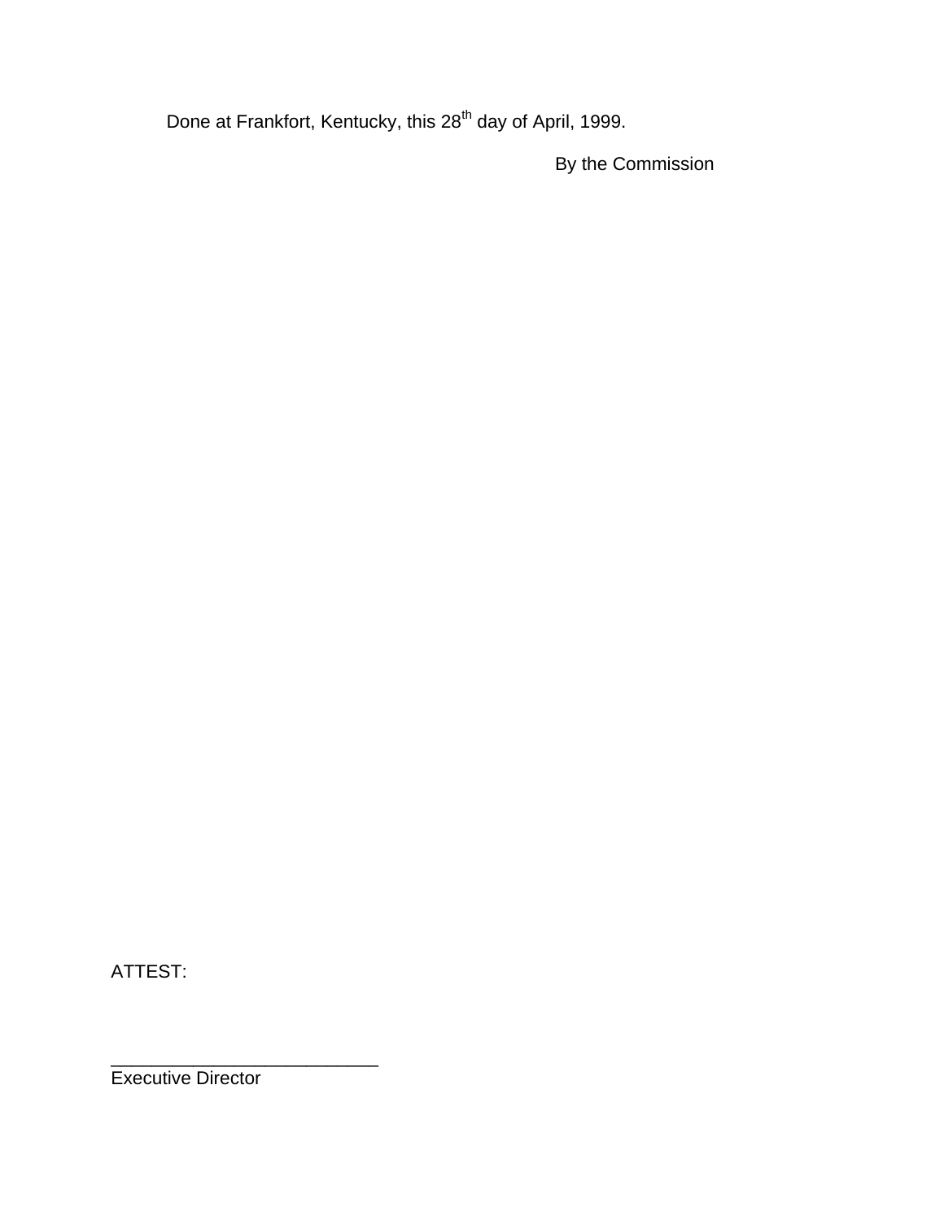Done at Frankfort, Kentucky, this 28th day of April, 1999.

By the Commission

ATTEST:

___________________________

Executive Director